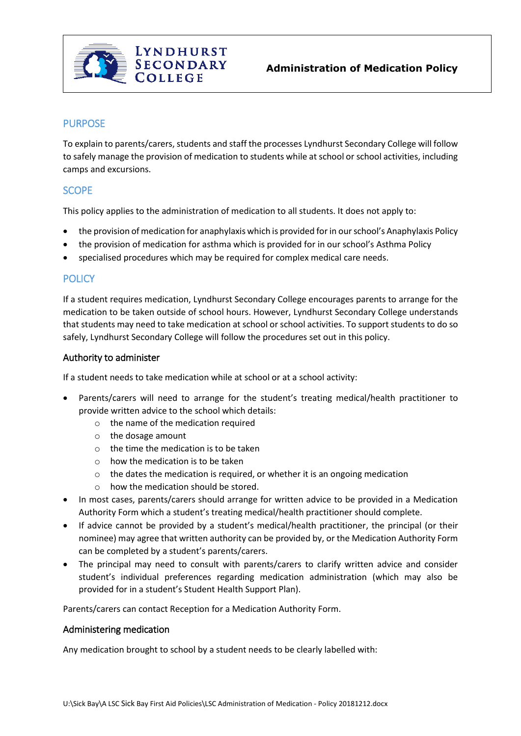# Administration of Medication Policy

## PURPOSE

To explain to parents/carers, students and staff the processes Lyndhurst Secondary College will follow to safely manage the provision of medication to students while at school or school activities, including camps and excursions.

## SCOPE

This policy applies to the administration of medication to all students. It does not apply to:

- the provision of medication for anaphylaxis which is provided for in our school's Anaphylaxis Policy
- the provision of medication for asthma which is provided for in our school's Asthma Policy
- specialised procedures which may be required for complex medical care needs.

## POLICY

If a student requires medication, Lyndhurst Secondary College encourages parents to arrange for the medication to be taken outside of school hours. However, Lyndhurst Secondary College understands that students may need to take medication at school or school activities. To support students to do so safely, Lyndhurst Secondary College will follow the procedures set out in this policy.

### Authority to administer

If a student needs to take medication while at school or at a school activity:

- Parents/carers will need to arrange for the student's treating medical/health practitioner to provide written advice to the school which details:
  - the name of the medication required
  - the dosage amount
  - the time the medication is to be taken
  - how the medication is to be taken
  - the dates the medication is required, or whether it is an ongoing medication
  - how the medication should be stored.
- In most cases, parents/carers should arrange for written advice to be provided in a Medication Authority Form which a student's treating medical/health practitioner should complete.
- If advice cannot be provided by a student's medical/health practitioner, the principal (or their nominee) may agree that written authority can be provided by, or the Medication Authority Form can be completed by a student's parents/carers.
- The principal may need to consult with parents/carers to clarify written advice and consider student's individual preferences regarding medication administration (which may also be provided for in a student's Student Health Support Plan).

Parents/carers can contact Reception for a Medication Authority Form.

### Administering medication

Any medication brought to school by a student needs to be clearly labelled with: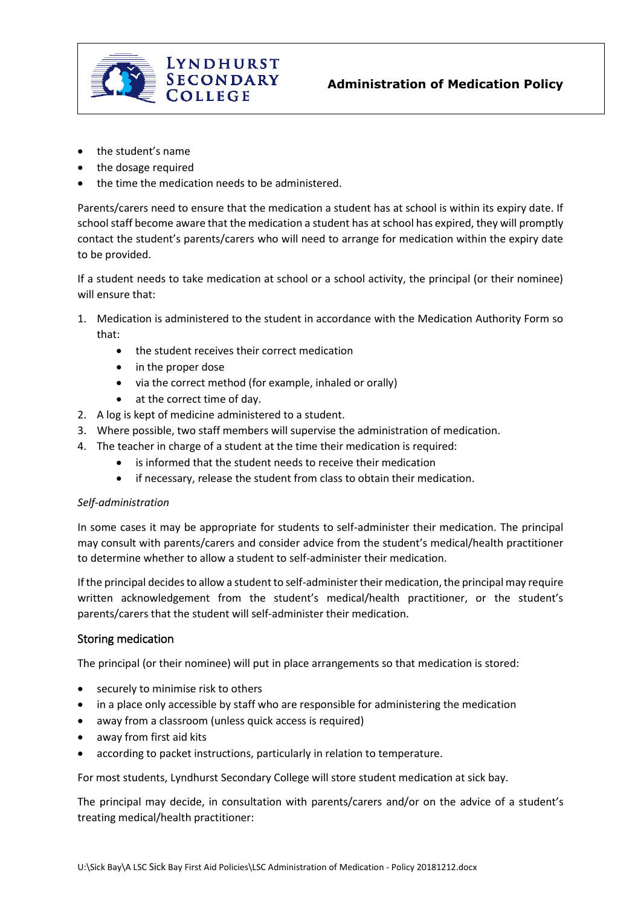- the student's name
- the dosage required
- the time the medication needs to be administered.

Parents/carers need to ensure that the medication a student has at school is within its expiry date. If school staff become aware that the medication a student has at school has expired, they will promptly contact the student's parents/carers who will need to arrange for medication within the expiry date to be provided.

If a student needs to take medication at school or a school activity, the principal (or their nominee) will ensure that:

1. Medication is administered to the student in accordance with the Medication Authority Form so that:
   - the student receives their correct medication
   - in the proper dose
   - via the correct method (for example, inhaled or orally)
   - at the correct time of day.
2. A log is kept of medicine administered to a student.
3. Where possible, two staff members will supervise the administration of medication.
4. The teacher in charge of a student at the time their medication is required:
   - is informed that the student needs to receive their medication
   - if necessary, release the student from class to obtain their medication.

*Self-administration*

In some cases it may be appropriate for students to self-administer their medication. The principal may consult with parents/carers and consider advice from the student's medical/health practitioner to determine whether to allow a student to self-administer their medication.

If the principal decides to allow a student to self-administer their medication, the principal may require written acknowledgement from the student's medical/health practitioner, or the student's parents/carers that the student will self-administer their medication.

## Storing medication

The principal (or their nominee) will put in place arrangements so that medication is stored:

- securely to minimise risk to others
- in a place only accessible by staff who are responsible for administering the medication
- away from a classroom (unless quick access is required)
- away from first aid kits
- according to packet instructions, particularly in relation to temperature.

For most students, Lyndhurst Secondary College will store student medication at sick bay.

The principal may decide, in consultation with parents/carers and/or on the advice of a student's treating medical/health practitioner: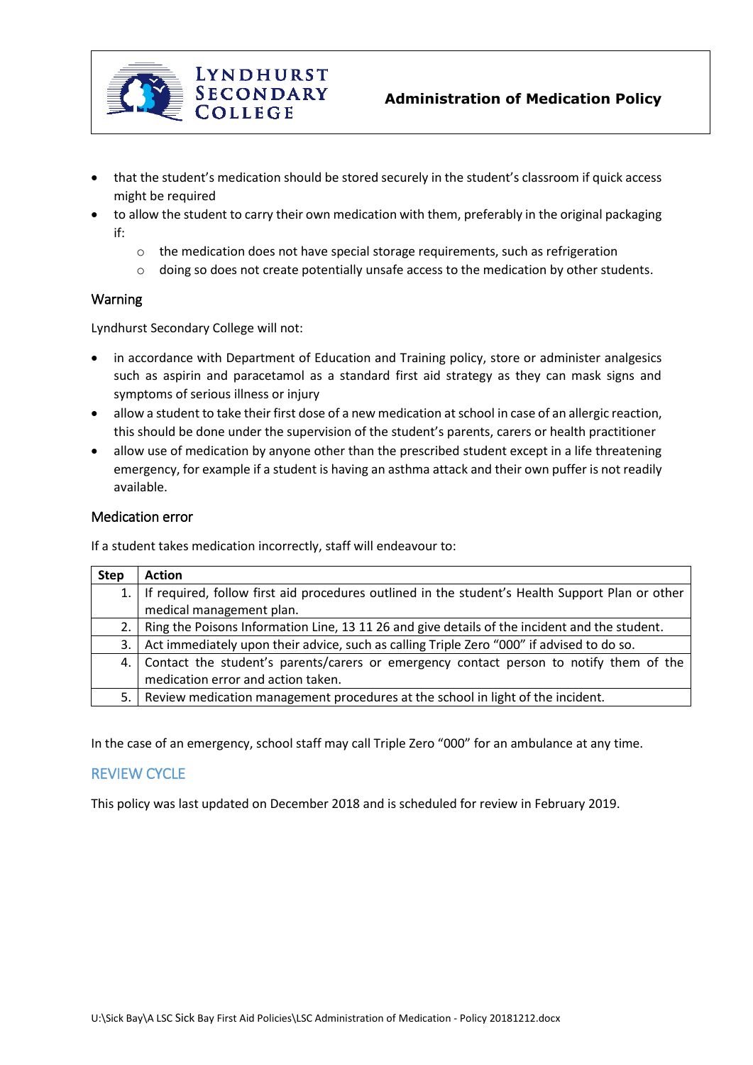- that the student's medication should be stored securely in the student's classroom if quick access might be required
- to allow the student to carry their own medication with them, preferably in the original packaging if:
    - the medication does not have special storage requirements, such as refrigeration
    - doing so does not create potentially unsafe access to the medication by other students.

### Warning

Lyndhurst Secondary College will not:

- in accordance with Department of Education and Training policy, store or administer analgesics such as aspirin and paracetamol as a standard first aid strategy as they can mask signs and symptoms of serious illness or injury
- allow a student to take their first dose of a new medication at school in case of an allergic reaction, this should be done under the supervision of the student's parents, carers or health practitioner
- allow use of medication by anyone other than the prescribed student except in a life threatening emergency, for example if a student is having an asthma attack and their own puffer is not readily available.

### Medication error

If a student takes medication incorrectly, staff will endeavour to:

| Step | Action |
|---|---|
| 1. | If required, follow first aid procedures outlined in the student's Health Support Plan or other medical management plan. |
| 2. | Ring the Poisons Information Line, 13 11 26 and give details of the incident and the student. |
| 3. | Act immediately upon their advice, such as calling Triple Zero "000" if advised to do so. |
| 4. | Contact the student's parents/carers or emergency contact person to notify them of the medication error and action taken. |
| 5. | Review medication management procedures at the school in light of the incident. |

In the case of an emergency, school staff may call Triple Zero "000" for an ambulance at any time.

## REVIEW CYCLE

This policy was last updated on December 2018 and is scheduled for review in February 2019.